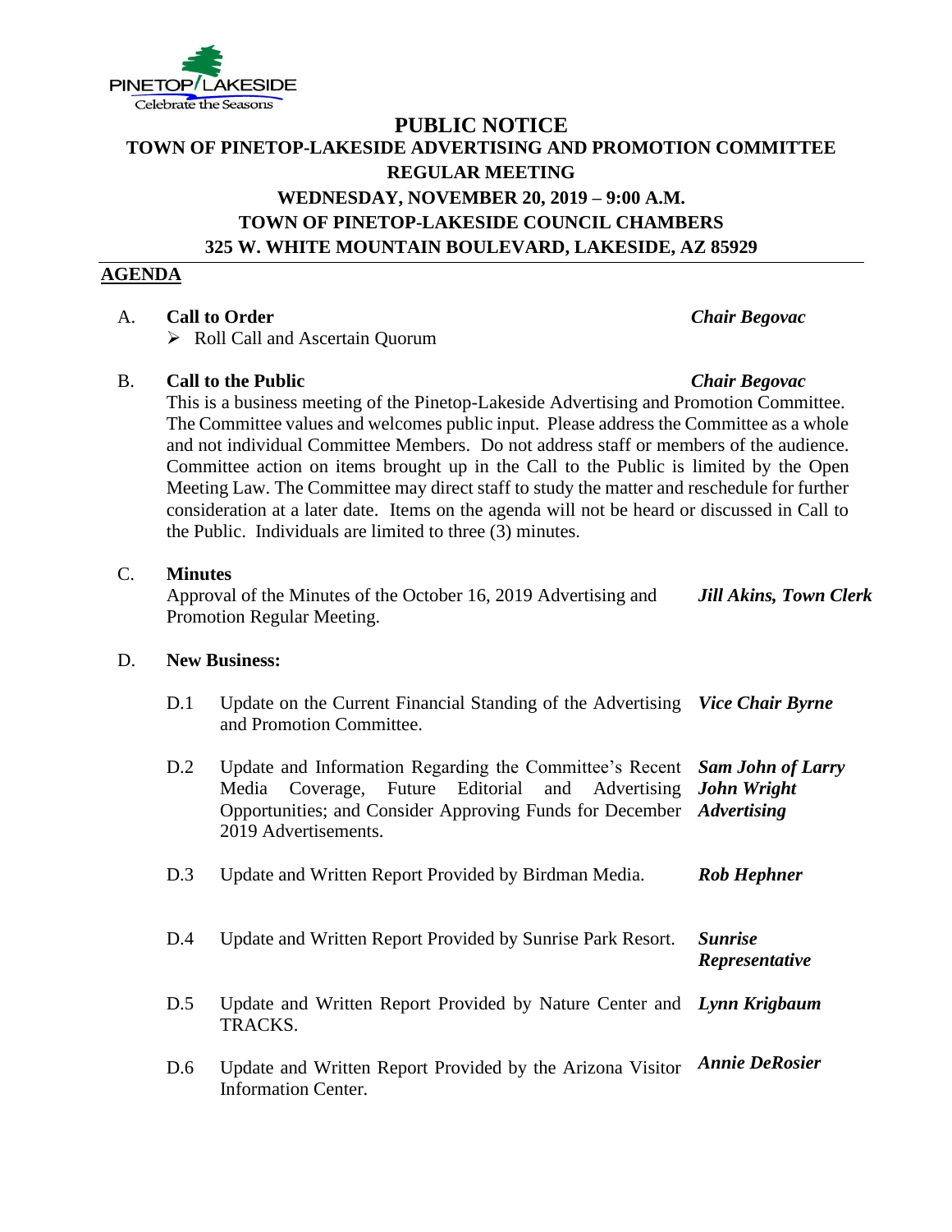PINETOP/LAKESIDE
Celebrate the Seasons

# PUBLIC NOTICE

## TOWN OF PINETOP-LAKESIDE ADVERTISING AND PROMOTION COMMITTEE REGULAR MEETING

**WEDNESDAY, NOVEMBER 20, 2019 – 9:00 A.M.**
**TOWN OF PINETOP-LAKESIDE COUNCIL CHAMBERS**
**325 W. WHITE MOUNTAIN BOULEVARD, LAKESIDE, AZ 85929**

## AGENDA

A. **Call to Order** — ***Chair Begovac***

- Roll Call and Ascertain Quorum

B. **Call to the Public** — ***Chair Begovac***

This is a business meeting of the Pinetop-Lakeside Advertising and Promotion Committee. The Committee values and welcomes public input. Please address the Committee as a whole and not individual Committee Members. Do not address staff or members of the audience. Committee action on items brought up in the Call to the Public is limited by the Open Meeting Law. The Committee may direct staff to study the matter and reschedule for further consideration at a later date. Items on the agenda will not be heard or discussed in Call to the Public. Individuals are limited to three (3) minutes.

C. **Minutes**

Approval of the Minutes of the October 16, 2019 Advertising and Promotion Regular Meeting. — ***Jill Akins, Town Clerk***

D. **New Business:**

D.1 Update on the Current Financial Standing of the Advertising and Promotion Committee. — ***Vice Chair Byrne***

D.2 Update and Information Regarding the Committee's Recent Media Coverage, Future Editorial and Advertising Opportunities; and Consider Approving Funds for December 2019 Advertisements. — ***Sam John of Larry John Wright Advertising***

D.3 Update and Written Report Provided by Birdman Media. — ***Rob Hephner***

D.4 Update and Written Report Provided by Sunrise Park Resort. — ***Sunrise Representative***

D.5 Update and Written Report Provided by Nature Center and TRACKS. — ***Lynn Krigbaum***

D.6 Update and Written Report Provided by the Arizona Visitor Information Center. — ***Annie DeRosier***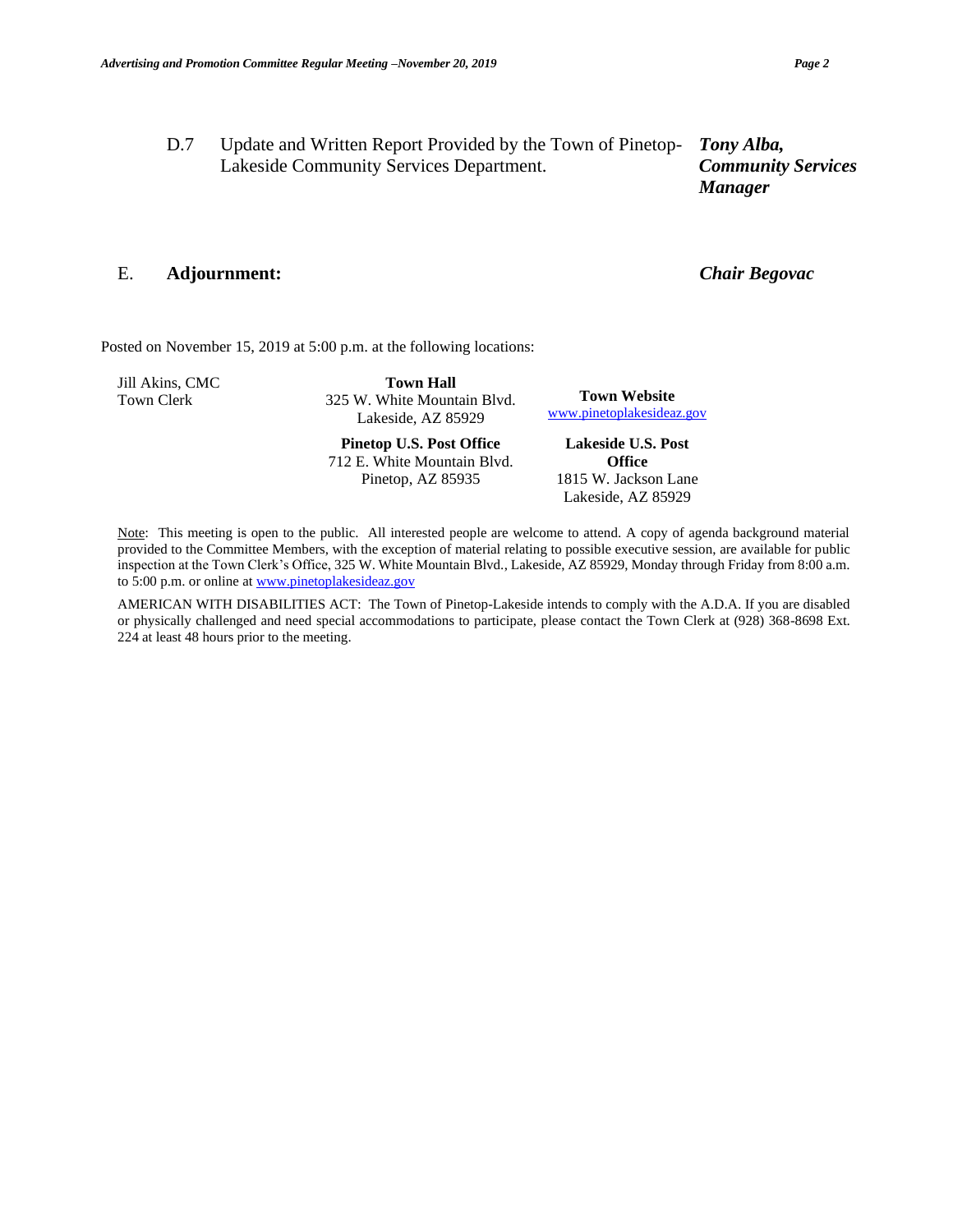D.7 Update and Written Report Provided by the Town of Pinetop-Lakeside Community Services Department. — ***Tony Alba, Community Services Manager***

E. **Adjournment:** — ***Chair Begovac***

Posted on November 15, 2019 at 5:00 p.m. at the following locations:

| | | |
|---|---|---|
| Jill Akins, CMC<br>Town Clerk | **Town Hall**<br>325 W. White Mountain Blvd.<br>Lakeside, AZ 85929 | **Town Website**<br>www.pinetoplakesideaz.gov |
| | **Pinetop U.S. Post Office**<br>712 E. White Mountain Blvd.<br>Pinetop, AZ 85935 | **Lakeside U.S. Post Office**<br>1815 W. Jackson Lane<br>Lakeside, AZ 85929 |

Note: This meeting is open to the public. All interested people are welcome to attend. A copy of agenda background material provided to the Committee Members, with the exception of material relating to possible executive session, are available for public inspection at the Town Clerk's Office, 325 W. White Mountain Blvd., Lakeside, AZ 85929, Monday through Friday from 8:00 a.m. to 5:00 p.m. or online at www.pinetoplakesideaz.gov

AMERICAN WITH DISABILITIES ACT: The Town of Pinetop-Lakeside intends to comply with the A.D.A. If you are disabled or physically challenged and need special accommodations to participate, please contact the Town Clerk at (928) 368-8698 Ext. 224 at least 48 hours prior to the meeting.